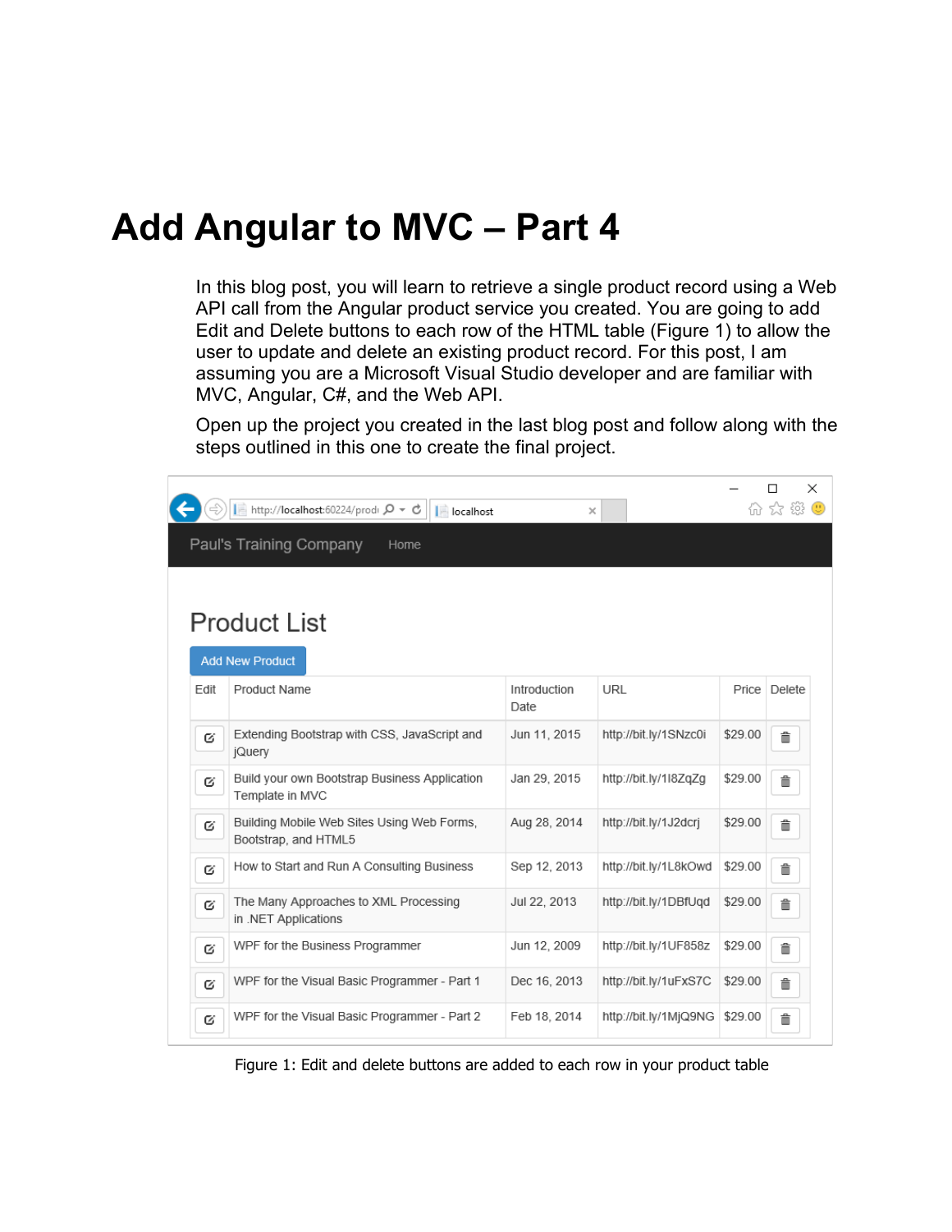# Add Angular to MVC – Part 4

In this blog post, you will learn to retrieve a single product record using a Web API call from the Angular product service you created. You are going to add Edit and Delete buttons to each row of the HTML table (Figure 1) to allow the user to update and delete an existing product record. For this post, I am assuming you are a Microsoft Visual Studio developer and are familiar with MVC, Angular, C#, and the Web API.

Open up the project you created in the last blog post and follow along with the steps outlined in this one to create the final project.

Figure 1: Edit and delete buttons are added to each row in your product table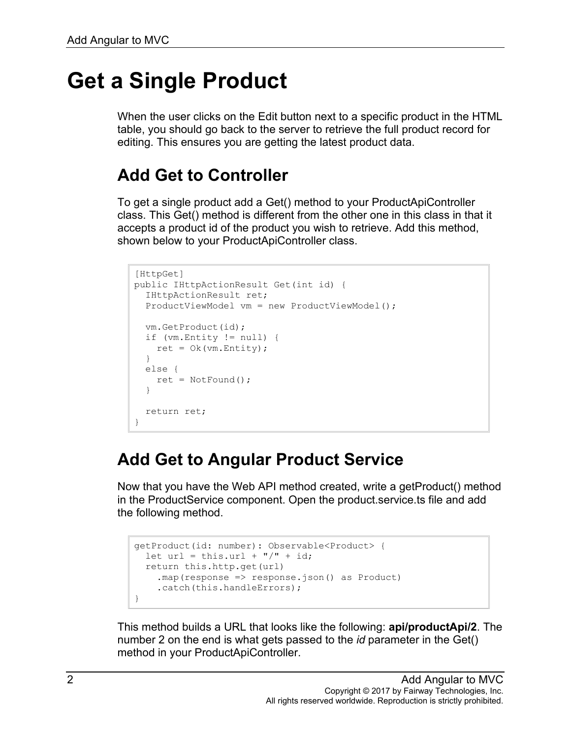# Get a Single Product

When the user clicks on the Edit button next to a specific product in the HTML table, you should go back to the server to retrieve the full product record for editing. This ensures you are getting the latest product data.

## Add Get to Controller

To get a single product add a Get() method to your ProductApiController class. This Get() method is different from the other one in this class in that it accepts a product id of the product you wish to retrieve. Add this method, shown below to your ProductApiController class.

```
[HttpGet]
public IHttpActionResult Get(int id) {
  IHttpActionResult ret;
  ProductViewModel vm = new ProductViewModel();

  vm.GetProduct(id);
  if (vm.Entity != null) {
    ret = Ok(vm.Entity);
  }
  else {
    ret = NotFound();
  }

  return ret;
}
```

## Add Get to Angular Product Service

Now that you have the Web API method created, write a getProduct() method in the ProductService component. Open the product.service.ts file and add the following method.

```
getProduct(id: number): Observable<Product> {
  let url = this.url + "/" + id;
  return this.http.get(url)
    .map(response => response.json() as Product)
    .catch(this.handleErrors);
}
```

This method builds a URL that looks like the following: **api/productApi/2**. The number 2 on the end is what gets passed to the *id* parameter in the Get() method in your ProductApiController.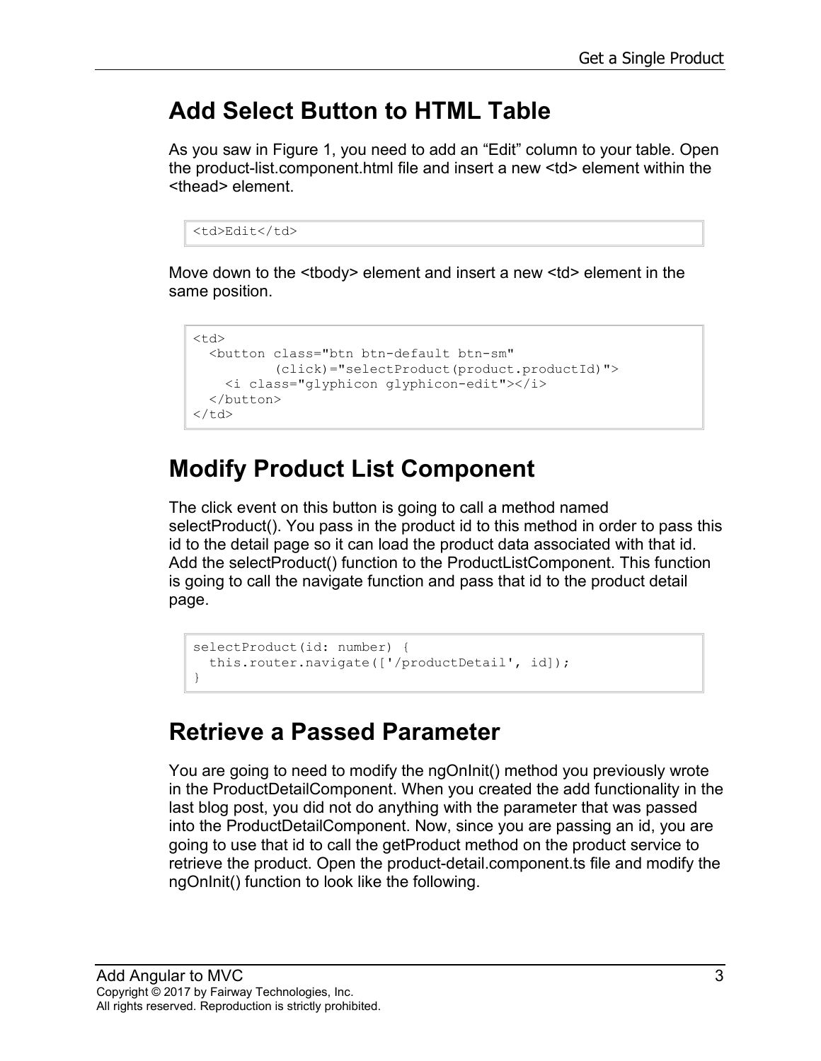## Add Select Button to HTML Table

As you saw in Figure 1, you need to add an "Edit" column to your table. Open the product-list.component.html file and insert a new <td> element within the <thead> element.

```
<td>Edit</td>
```

Move down to the <tbody> element and insert a new <td> element in the same position.

```
<td>
  <button class="btn btn-default btn-sm"
          (click)="selectProduct(product.productId)">
    <i class="glyphicon glyphicon-edit"></i>
  </button>
</td>
```

## Modify Product List Component

The click event on this button is going to call a method named selectProduct(). You pass in the product id to this method in order to pass this id to the detail page so it can load the product data associated with that id. Add the selectProduct() function to the ProductListComponent. This function is going to call the navigate function and pass that id to the product detail page.

```
selectProduct(id: number) {
  this.router.navigate(['/productDetail', id]);
}
```

## Retrieve a Passed Parameter

You are going to need to modify the ngOnInit() method you previously wrote in the ProductDetailComponent. When you created the add functionality in the last blog post, you did not do anything with the parameter that was passed into the ProductDetailComponent. Now, since you are passing an id, you are going to use that id to call the getProduct method on the product service to retrieve the product. Open the product-detail.component.ts file and modify the ngOnInit() function to look like the following.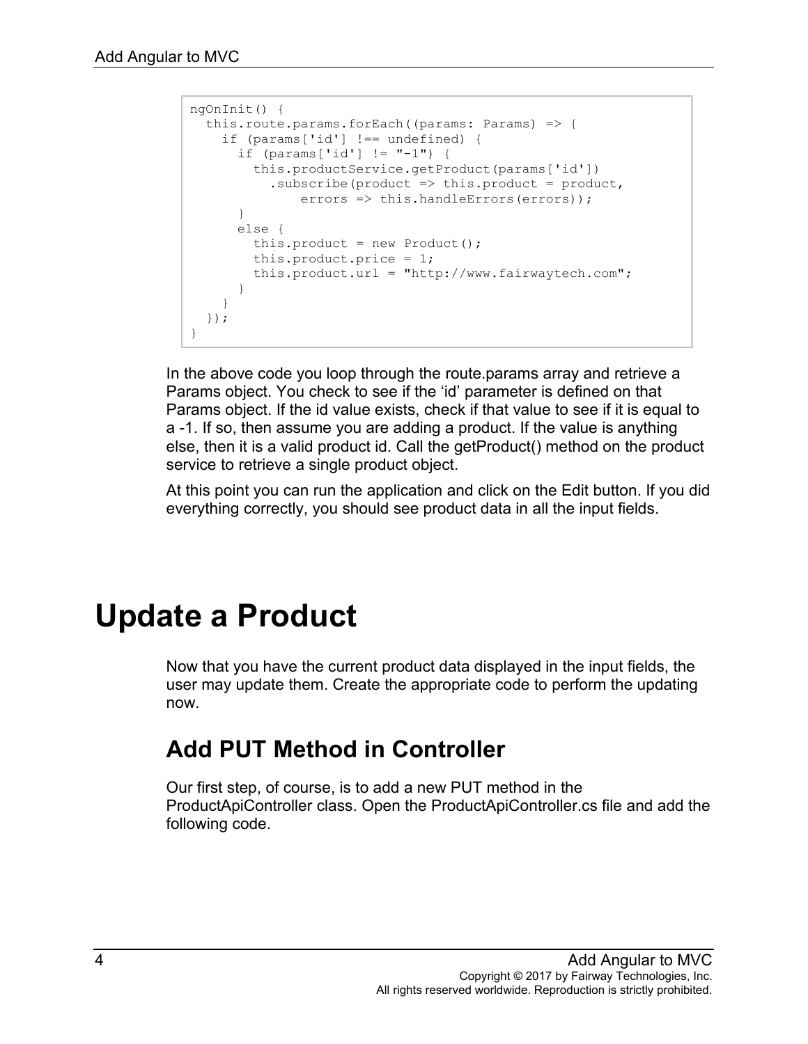```
ngOnInit() {
  this.route.params.forEach((params: Params) => {
    if (params['id'] !== undefined) {
      if (params['id'] != "-1") {
        this.productService.getProduct(params['id'])
          .subscribe(product => this.product = product,
              errors => this.handleErrors(errors));
      }
      else {
        this.product = new Product();
        this.product.price = 1;
        this.product.url = "http://www.fairwaytech.com";
      }
    }
  });
}
```

In the above code you loop through the route.params array and retrieve a Params object. You check to see if the 'id' parameter is defined on that Params object. If the id value exists, check if that value to see if it is equal to a -1. If so, then assume you are adding a product. If the value is anything else, then it is a valid product id. Call the getProduct() method on the product service to retrieve a single product object.

At this point you can run the application and click on the Edit button. If you did everything correctly, you should see product data in all the input fields.

# Update a Product

Now that you have the current product data displayed in the input fields, the user may update them. Create the appropriate code to perform the updating now.

## Add PUT Method in Controller

Our first step, of course, is to add a new PUT method in the ProductApiController class. Open the ProductApiController.cs file and add the following code.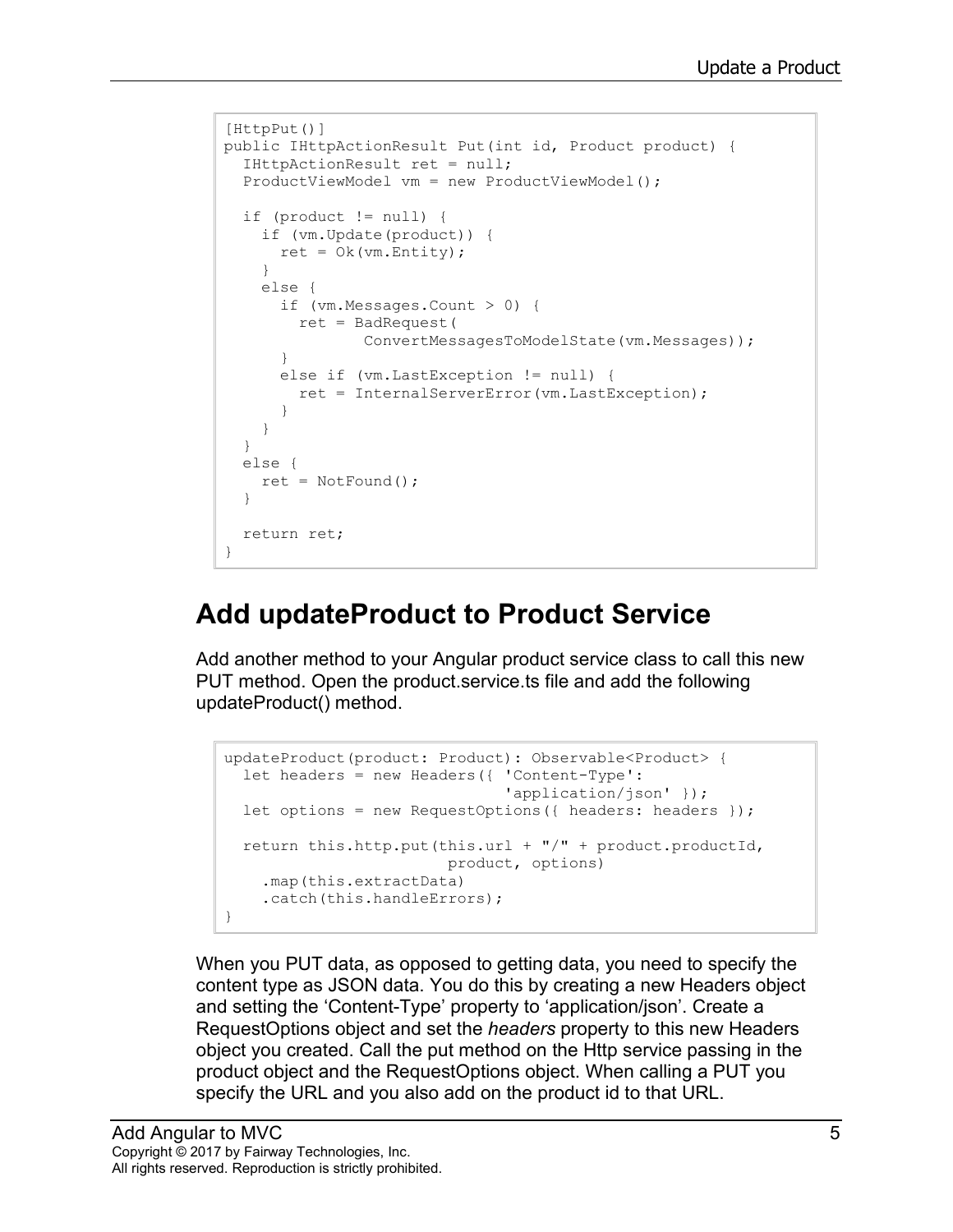```
[HttpPut()]
public IHttpActionResult Put(int id, Product product) {
  IHttpActionResult ret = null;
  ProductViewModel vm = new ProductViewModel();

  if (product != null) {
    if (vm.Update(product)) {
      ret = Ok(vm.Entity);
    }
    else {
      if (vm.Messages.Count > 0) {
        ret = BadRequest(
              ConvertMessagesToModelState(vm.Messages));
      }
      else if (vm.LastException != null) {
        ret = InternalServerError(vm.LastException);
      }
    }
  }
  else {
    ret = NotFound();
  }

  return ret;
}
```

## Add updateProduct to Product Service

Add another method to your Angular product service class to call this new PUT method. Open the product.service.ts file and add the following updateProduct() method.

```
updateProduct(product: Product): Observable<Product> {
  let headers = new Headers({ 'Content-Type':
                             'application/json' });
  let options = new RequestOptions({ headers: headers });

  return this.http.put(this.url + "/" + product.productId,
                       product, options)
    .map(this.extractData)
    .catch(this.handleErrors);
}
```

When you PUT data, as opposed to getting data, you need to specify the content type as JSON data. You do this by creating a new Headers object and setting the 'Content-Type' property to 'application/json'. Create a RequestOptions object and set the *headers* property to this new Headers object you created. Call the put method on the Http service passing in the product object and the RequestOptions object. When calling a PUT you specify the URL and you also add on the product id to that URL.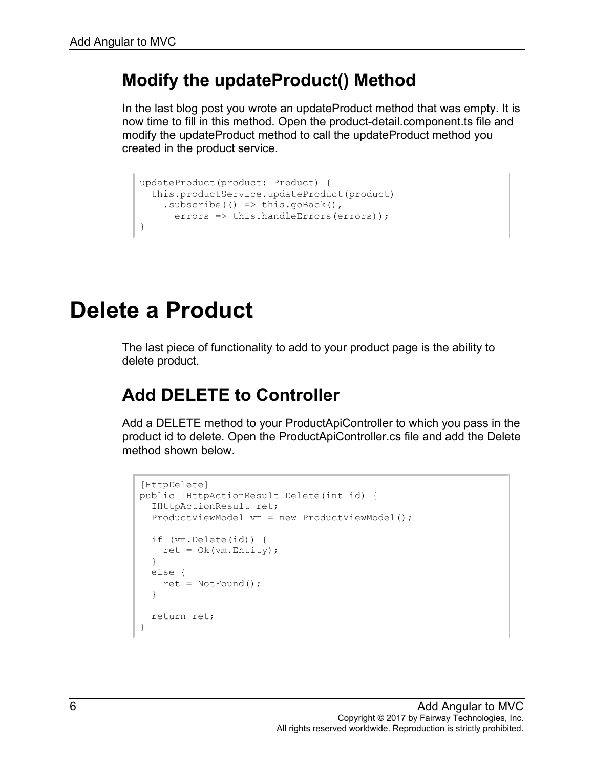## Modify the updateProduct() Method

In the last blog post you wrote an updateProduct method that was empty. It is now time to fill in this method. Open the product-detail.component.ts file and modify the updateProduct method to call the updateProduct method you created in the product service.

```
updateProduct(product: Product) {
  this.productService.updateProduct(product)
    .subscribe(() => this.goBack(),
      errors => this.handleErrors(errors));
}
```

# Delete a Product

The last piece of functionality to add to your product page is the ability to delete product.

## Add DELETE to Controller

Add a DELETE method to your ProductApiController to which you pass in the product id to delete. Open the ProductApiController.cs file and add the Delete method shown below.

```
[HttpDelete]
public IHttpActionResult Delete(int id) {
  IHttpActionResult ret;
  ProductViewModel vm = new ProductViewModel();

  if (vm.Delete(id)) {
    ret = Ok(vm.Entity);
  }
  else {
    ret = NotFound();
  }

  return ret;
}
```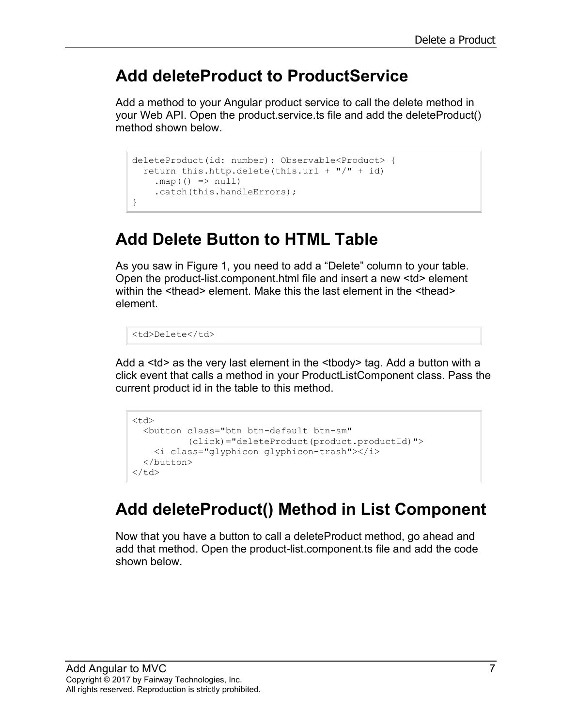## Add deleteProduct to ProductService

Add a method to your Angular product service to call the delete method in your Web API. Open the product.service.ts file and add the deleteProduct() method shown below.

```
deleteProduct(id: number): Observable<Product> {
  return this.http.delete(this.url + "/" + id)
    .map(() => null)
    .catch(this.handleErrors);
}
```

## Add Delete Button to HTML Table

As you saw in Figure 1, you need to add a "Delete" column to your table. Open the product-list.component.html file and insert a new <td> element within the <thead> element. Make this the last element in the <thead> element.

```
<td>Delete</td>
```

Add a <td> as the very last element in the <tbody> tag. Add a button with a click event that calls a method in your ProductListComponent class. Pass the current product id in the table to this method.

```
<td>
  <button class="btn btn-default btn-sm"
          (click)="deleteProduct(product.productId)">
    <i class="glyphicon glyphicon-trash"></i>
  </button>
</td>
```

## Add deleteProduct() Method in List Component

Now that you have a button to call a deleteProduct method, go ahead and add that method. Open the product-list.component.ts file and add the code shown below.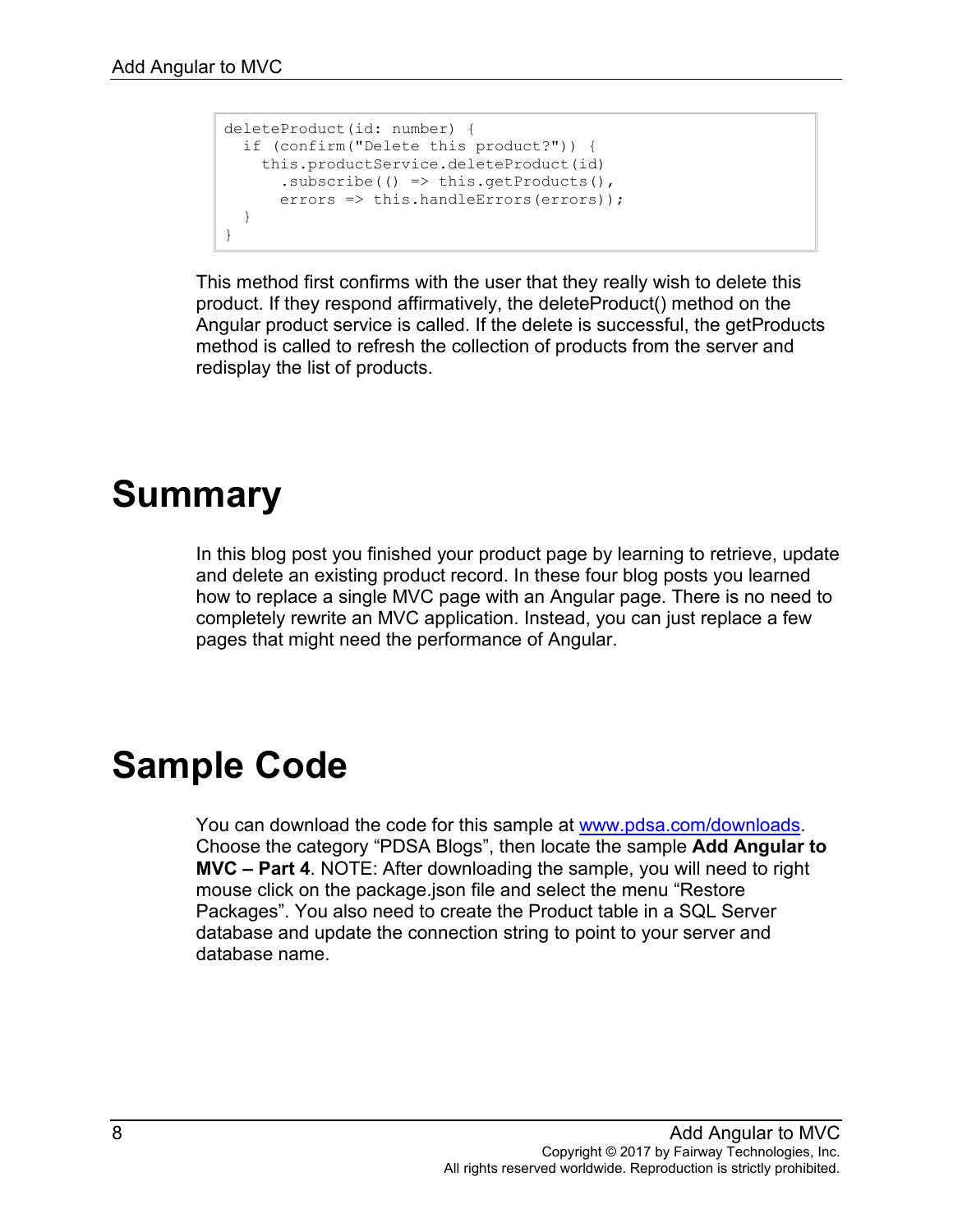```
deleteProduct(id: number) {
  if (confirm("Delete this product?")) {
    this.productService.deleteProduct(id)
      .subscribe(() => this.getProducts(),
      errors => this.handleErrors(errors));
  }
}
```

This method first confirms with the user that they really wish to delete this product. If they respond affirmatively, the deleteProduct() method on the Angular product service is called. If the delete is successful, the getProducts method is called to refresh the collection of products from the server and redisplay the list of products.

# Summary

In this blog post you finished your product page by learning to retrieve, update and delete an existing product record. In these four blog posts you learned how to replace a single MVC page with an Angular page. There is no need to completely rewrite an MVC application. Instead, you can just replace a few pages that might need the performance of Angular.

# Sample Code

You can download the code for this sample at www.pdsa.com/downloads. Choose the category "PDSA Blogs", then locate the sample **Add Angular to MVC – Part 4**. NOTE: After downloading the sample, you will need to right mouse click on the package.json file and select the menu "Restore Packages". You also need to create the Product table in a SQL Server database and update the connection string to point to your server and database name.